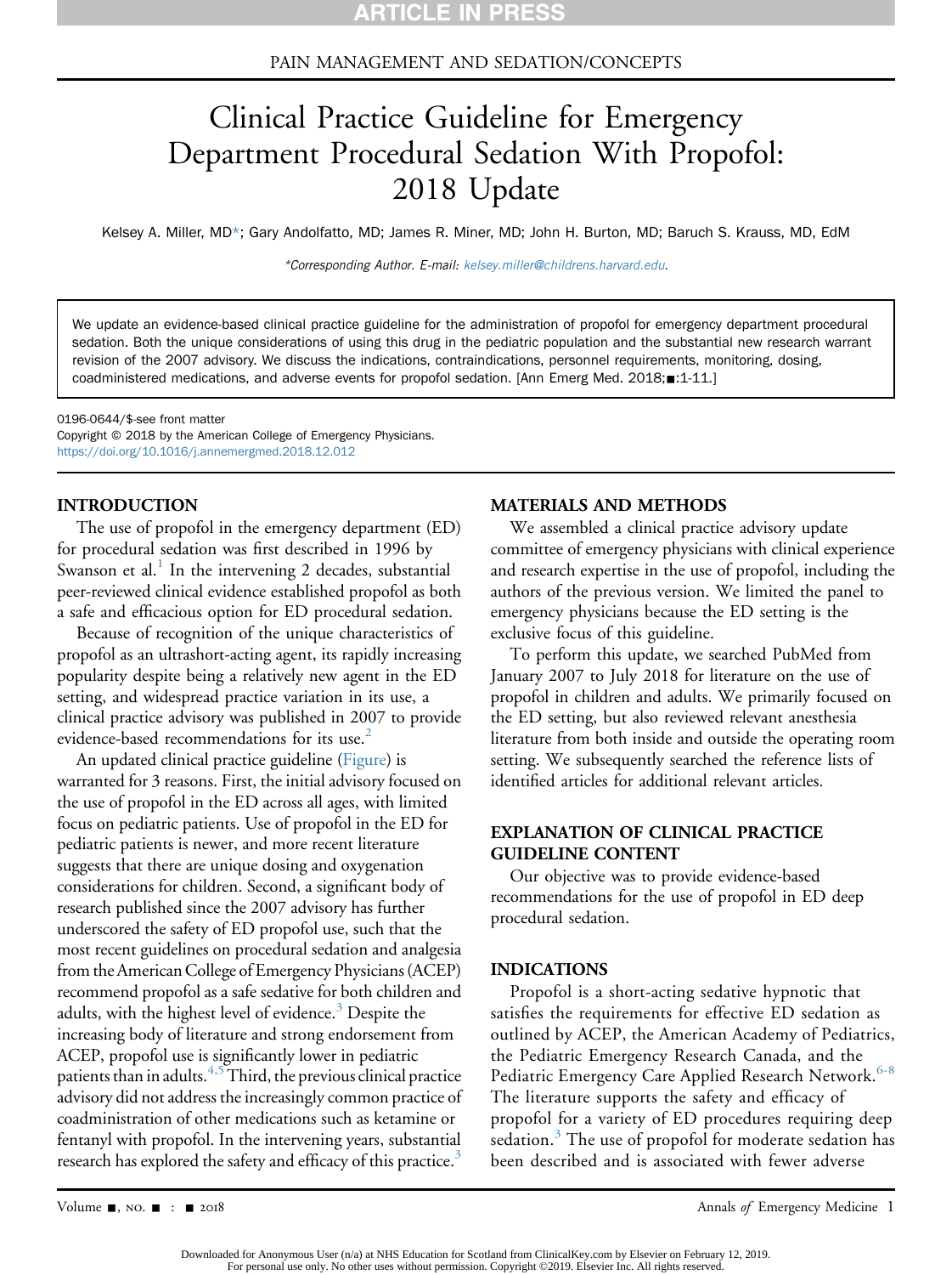PAIN MANAGEMENT AND SEDATION/CONCEPTS

# Clinical Practice Guideline for Emergency Department Procedural Sedation With Propofol: 2018 Update

Kelsey A. Miller, MD*; Gary Andolfatto, MD; James R. Miner, MD; John H. Burton, MD; Baruch S. Krauss, MD, EdM

*Corresponding Author. E-mail: kelsey.miller@childrens.harvard.edu.

We update an evidence-based clinical practice guideline for the administration of propofol for emergency department procedural sedation. Both the unique considerations of using this drug in the pediatric population and the substantial new research warrant revision of the 2007 advisory. We discuss the indications, contraindications, personnel requirements, monitoring, dosing, coadministered medications, and adverse events for propofol sedation. [Ann Emerg Med. 2018;■:1-11.]

0196-0644/$-see front matter
Copyright © 2018 by the American College of Emergency Physicians.
https://doi.org/10.1016/j.annemergmed.2018.12.012

## INTRODUCTION

The use of propofol in the emergency department (ED) for procedural sedation was first described in 1996 by Swanson et al.[1] In the intervening 2 decades, substantial peer-reviewed clinical evidence established propofol as both a safe and efficacious option for ED procedural sedation.

Because of recognition of the unique characteristics of propofol as an ultrashort-acting agent, its rapidly increasing popularity despite being a relatively new agent in the ED setting, and widespread practice variation in its use, a clinical practice advisory was published in 2007 to provide evidence-based recommendations for its use.[2]

An updated clinical practice guideline (Figure) is warranted for 3 reasons. First, the initial advisory focused on the use of propofol in the ED across all ages, with limited focus on pediatric patients. Use of propofol in the ED for pediatric patients is newer, and more recent literature suggests that there are unique dosing and oxygenation considerations for children. Second, a significant body of research published since the 2007 advisory has further underscored the safety of ED propofol use, such that the most recent guidelines on procedural sedation and analgesia from the American College of Emergency Physicians (ACEP) recommend propofol as a safe sedative for both children and adults, with the highest level of evidence.[3] Despite the increasing body of literature and strong endorsement from ACEP, propofol use is significantly lower in pediatric patients than in adults.[4,5] Third, the previous clinical practice advisory did not address the increasingly common practice of coadministration of other medications such as ketamine or fentanyl with propofol. In the intervening years, substantial research has explored the safety and efficacy of this practice.[3]

## MATERIALS AND METHODS

We assembled a clinical practice advisory update committee of emergency physicians with clinical experience and research expertise in the use of propofol, including the authors of the previous version. We limited the panel to emergency physicians because the ED setting is the exclusive focus of this guideline.

To perform this update, we searched PubMed from January 2007 to July 2018 for literature on the use of propofol in children and adults. We primarily focused on the ED setting, but also reviewed relevant anesthesia literature from both inside and outside the operating room setting. We subsequently searched the reference lists of identified articles for additional relevant articles.

## EXPLANATION OF CLINICAL PRACTICE GUIDELINE CONTENT

Our objective was to provide evidence-based recommendations for the use of propofol in ED deep procedural sedation.

## INDICATIONS

Propofol is a short-acting sedative hypnotic that satisfies the requirements for effective ED sedation as outlined by ACEP, the American Academy of Pediatrics, the Pediatric Emergency Research Canada, and the Pediatric Emergency Care Applied Research Network.[6-8] The literature supports the safety and efficacy of propofol for a variety of ED procedures requiring deep sedation.[3] The use of propofol for moderate sedation has been described and is associated with fewer adverse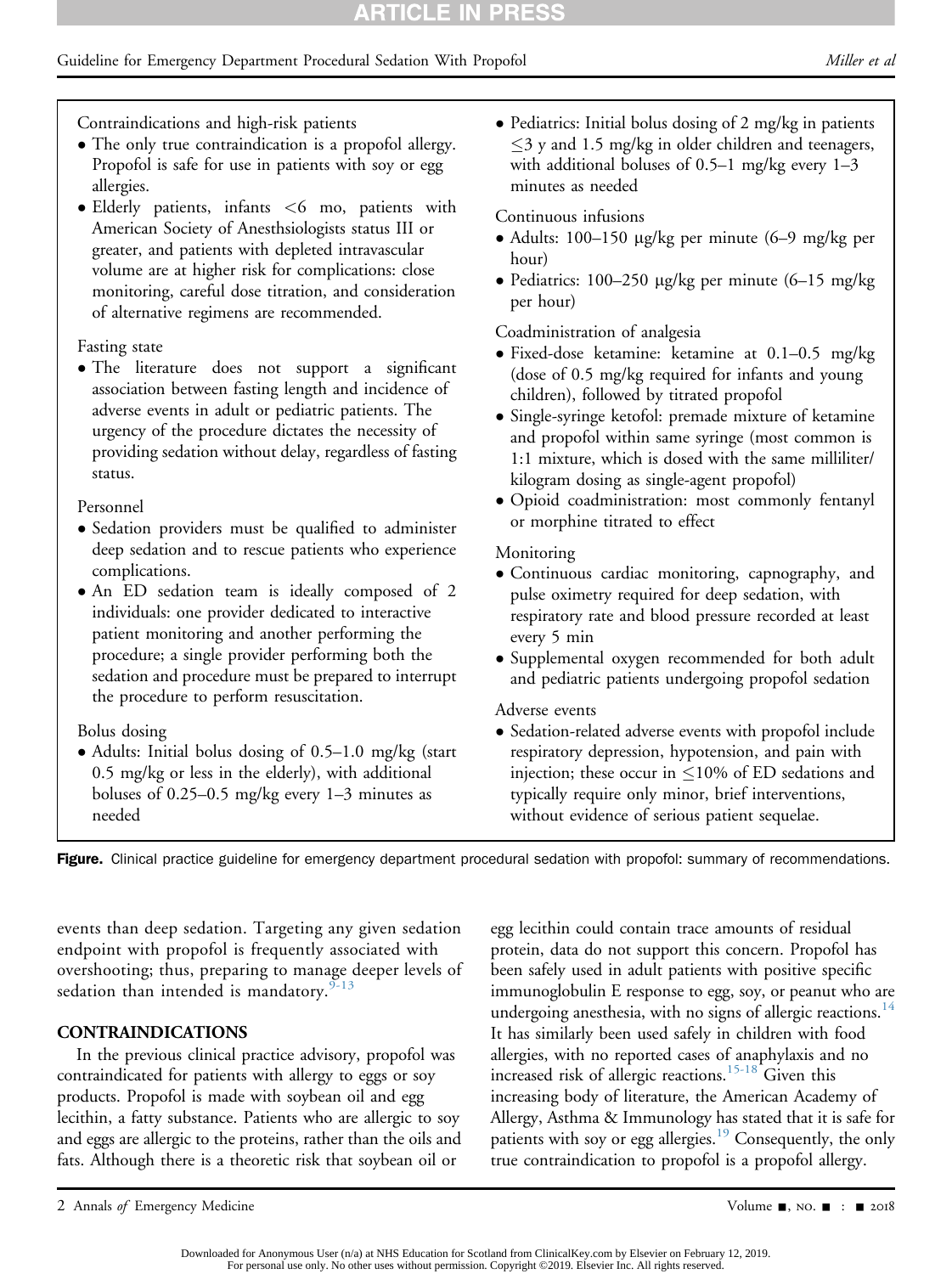Contraindications and high-risk patients

- The only true contraindication is a propofol allergy. Propofol is safe for use in patients with soy or egg allergies.
- Elderly patients, infants <6 mo, patients with American Society of Anesthesiologists status III or greater, and patients with depleted intravascular volume are at higher risk for complications: close monitoring, careful dose titration, and consideration of alternative regimens are recommended.

Fasting state

- The literature does not support a significant association between fasting length and incidence of adverse events in adult or pediatric patients. The urgency of the procedure dictates the necessity of providing sedation without delay, regardless of fasting status.

Personnel

- Sedation providers must be qualified to administer deep sedation and to rescue patients who experience complications.
- An ED sedation team is ideally composed of 2 individuals: one provider dedicated to interactive patient monitoring and another performing the procedure; a single provider performing both the sedation and procedure must be prepared to interrupt the procedure to perform resuscitation.

Bolus dosing

- Adults: Initial bolus dosing of 0.5–1.0 mg/kg (start 0.5 mg/kg or less in the elderly), with additional boluses of 0.25–0.5 mg/kg every 1–3 minutes as needed
- Pediatrics: Initial bolus dosing of 2 mg/kg in patients ≤3 y and 1.5 mg/kg in older children and teenagers, with additional boluses of 0.5–1 mg/kg every 1–3 minutes as needed

Continuous infusions

- Adults: 100–150 μg/kg per minute (6–9 mg/kg per hour)
- Pediatrics: 100–250 μg/kg per minute (6–15 mg/kg per hour)

Coadministration of analgesia

- Fixed-dose ketamine: ketamine at 0.1–0.5 mg/kg (dose of 0.5 mg/kg required for infants and young children), followed by titrated propofol
- Single-syringe ketofol: premade mixture of ketamine and propofol within same syringe (most common is 1:1 mixture, which is dosed with the same milliliter/kilogram dosing as single-agent propofol)
- Opioid coadministration: most commonly fentanyl or morphine titrated to effect

Monitoring

- Continuous cardiac monitoring, capnography, and pulse oximetry required for deep sedation, with respiratory rate and blood pressure recorded at least every 5 min
- Supplemental oxygen recommended for both adult and pediatric patients undergoing propofol sedation

Adverse events

- Sedation-related adverse events with propofol include respiratory depression, hypotension, and pain with injection; these occur in ≤10% of ED sedations and typically require only minor, brief interventions, without evidence of serious patient sequelae.

**Figure.** Clinical practice guideline for emergency department procedural sedation with propofol: summary of recommendations.

events than deep sedation. Targeting any given sedation endpoint with propofol is frequently associated with overshooting; thus, preparing to manage deeper levels of sedation than intended is mandatory.[9-13]

## CONTRAINDICATIONS

In the previous clinical practice advisory, propofol was contraindicated for patients with allergy to eggs or soy products. Propofol is made with soybean oil and egg lecithin, a fatty substance. Patients who are allergic to soy and eggs are allergic to the proteins, rather than the oils and fats. Although there is a theoretic risk that soybean oil or egg lecithin could contain trace amounts of residual protein, data do not support this concern. Propofol has been safely used in adult patients with positive specific immunoglobulin E response to egg, soy, or peanut who are undergoing anesthesia, with no signs of allergic reactions.[14] It has similarly been used safely in children with food allergies, with no reported cases of anaphylaxis and no increased risk of allergic reactions.[15-18] Given this increasing body of literature, the American Academy of Allergy, Asthma & Immunology has stated that it is safe for patients with soy or egg allergies.[19] Consequently, the only true contraindication to propofol is a propofol allergy.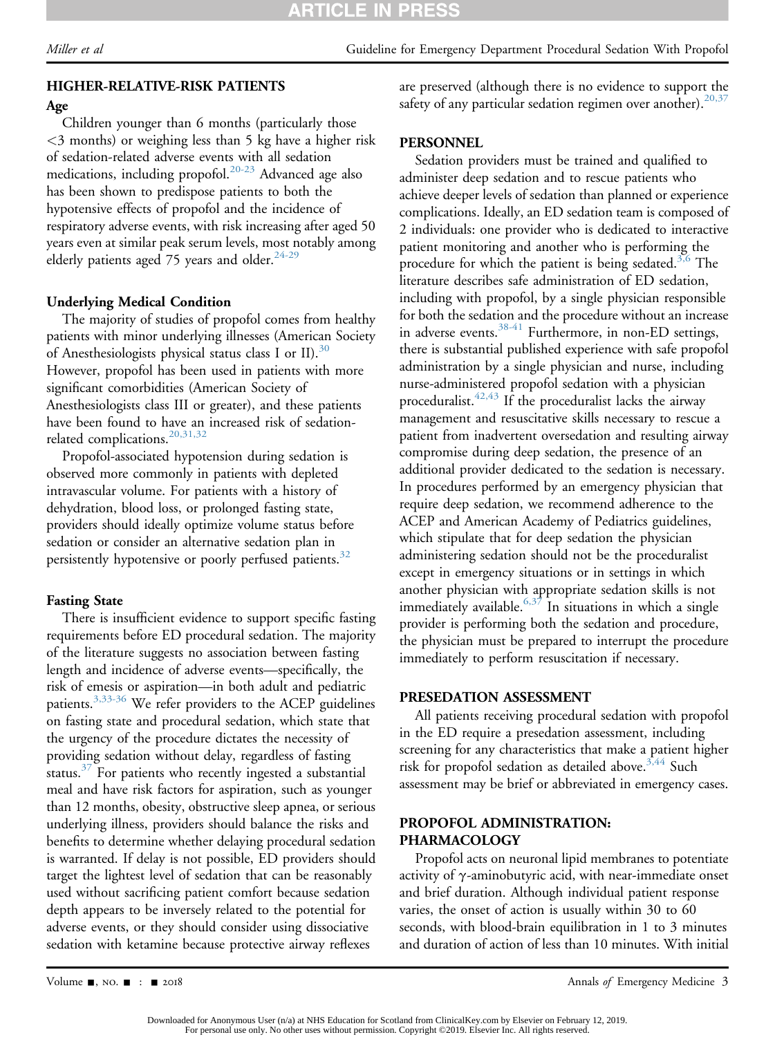## HIGHER-RELATIVE-RISK PATIENTS

### Age

Children younger than 6 months (particularly those <3 months) or weighing less than 5 kg have a higher risk of sedation-related adverse events with all sedation medications, including propofol.[20-23] Advanced age also has been shown to predispose patients to both the hypotensive effects of propofol and the incidence of respiratory adverse events, with risk increasing after aged 50 years even at similar peak serum levels, most notably among elderly patients aged 75 years and older.[24-29]

### Underlying Medical Condition

The majority of studies of propofol comes from healthy patients with minor underlying illnesses (American Society of Anesthesiologists physical status class I or II).[30] However, propofol has been used in patients with more significant comorbidities (American Society of Anesthesiologists class III or greater), and these patients have been found to have an increased risk of sedation-related complications.[20,31,32]

Propofol-associated hypotension during sedation is observed more commonly in patients with depleted intravascular volume. For patients with a history of dehydration, blood loss, or prolonged fasting state, providers should ideally optimize volume status before sedation or consider an alternative sedation plan in persistently hypotensive or poorly perfused patients.[32]

### Fasting State

There is insufficient evidence to support specific fasting requirements before ED procedural sedation. The majority of the literature suggests no association between fasting length and incidence of adverse events—specifically, the risk of emesis or aspiration—in both adult and pediatric patients.[3,33-36] We refer providers to the ACEP guidelines on fasting state and procedural sedation, which state that the urgency of the procedure dictates the necessity of providing sedation without delay, regardless of fasting status.[37] For patients who recently ingested a substantial meal and have risk factors for aspiration, such as younger than 12 months, obesity, obstructive sleep apnea, or serious underlying illness, providers should balance the risks and benefits to determine whether delaying procedural sedation is warranted. If delay is not possible, ED providers should target the lightest level of sedation that can be reasonably used without sacrificing patient comfort because sedation depth appears to be inversely related to the potential for adverse events, or they should consider using dissociative sedation with ketamine because protective airway reflexes are preserved (although there is no evidence to support the safety of any particular sedation regimen over another).[20,37]

## PERSONNEL

Sedation providers must be trained and qualified to administer deep sedation and to rescue patients who achieve deeper levels of sedation than planned or experience complications. Ideally, an ED sedation team is composed of 2 individuals: one provider who is dedicated to interactive patient monitoring and another who is performing the procedure for which the patient is being sedated.[3,6] The literature describes safe administration of ED sedation, including with propofol, by a single physician responsible for both the sedation and the procedure without an increase in adverse events.[38-41] Furthermore, in non-ED settings, there is substantial published experience with safe propofol administration by a single physician and nurse, including nurse-administered propofol sedation with a physician proceduralist.[42,43] If the proceduralist lacks the airway management and resuscitative skills necessary to rescue a patient from inadvertent oversedation and resulting airway compromise during deep sedation, the presence of an additional provider dedicated to the sedation is necessary. In procedures performed by an emergency physician that require deep sedation, we recommend adherence to the ACEP and American Academy of Pediatrics guidelines, which stipulate that for deep sedation the physician administering sedation should not be the proceduralist except in emergency situations or in settings in which another physician with appropriate sedation skills is not immediately available.[6,37] In situations in which a single provider is performing both the sedation and procedure, the physician must be prepared to interrupt the procedure immediately to perform resuscitation if necessary.

## PRESEDATION ASSESSMENT

All patients receiving procedural sedation with propofol in the ED require a presedation assessment, including screening for any characteristics that make a patient higher risk for propofol sedation as detailed above.[3,44] Such assessment may be brief or abbreviated in emergency cases.

## PROPOFOL ADMINISTRATION: PHARMACOLOGY

Propofol acts on neuronal lipid membranes to potentiate activity of $\gamma$-aminobutyric acid, with near-immediate onset and brief duration. Although individual patient response varies, the onset of action is usually within 30 to 60 seconds, with blood-brain equilibration in 1 to 3 minutes and duration of action of less than 10 minutes. With initial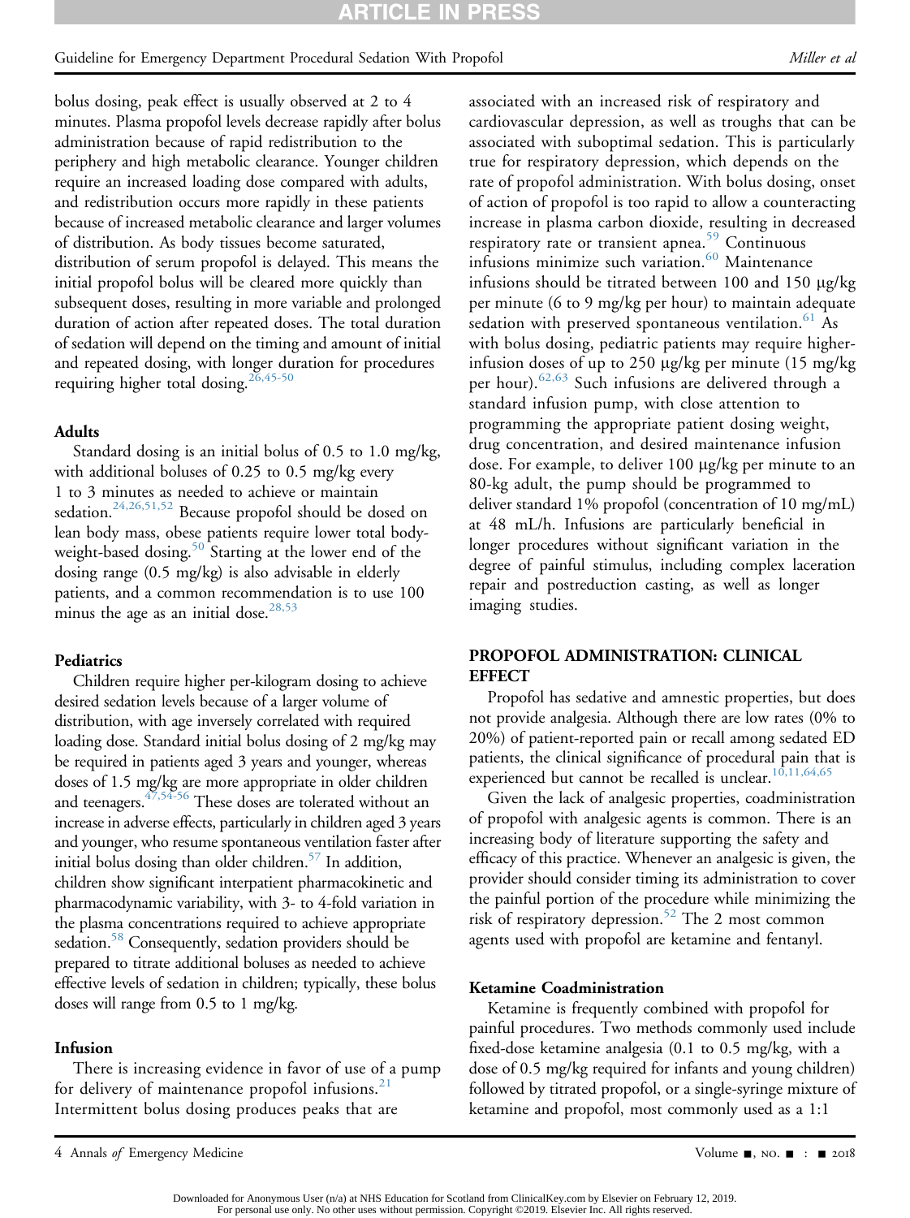bolus dosing, peak effect is usually observed at 2 to 4 minutes. Plasma propofol levels decrease rapidly after bolus administration because of rapid redistribution to the periphery and high metabolic clearance. Younger children require an increased loading dose compared with adults, and redistribution occurs more rapidly in these patients because of increased metabolic clearance and larger volumes of distribution. As body tissues become saturated, distribution of serum propofol is delayed. This means the initial propofol bolus will be cleared more quickly than subsequent doses, resulting in more variable and prolonged duration of action after repeated doses. The total duration of sedation will depend on the timing and amount of initial and repeated dosing, with longer duration for procedures requiring higher total dosing.[26,45-50]

#### Adults

Standard dosing is an initial bolus of 0.5 to 1.0 mg/kg, with additional boluses of 0.25 to 0.5 mg/kg every 1 to 3 minutes as needed to achieve or maintain sedation.[24,26,51,52] Because propofol should be dosed on lean body mass, obese patients require lower total body-weight-based dosing.[50] Starting at the lower end of the dosing range (0.5 mg/kg) is also advisable in elderly patients, and a common recommendation is to use 100 minus the age as an initial dose.[28,53]

#### Pediatrics

Children require higher per-kilogram dosing to achieve desired sedation levels because of a larger volume of distribution, with age inversely correlated with required loading dose. Standard initial bolus dosing of 2 mg/kg may be required in patients aged 3 years and younger, whereas doses of 1.5 mg/kg are more appropriate in older children and teenagers.[47,54-56] These doses are tolerated without an increase in adverse effects, particularly in children aged 3 years and younger, who resume spontaneous ventilation faster after initial bolus dosing than older children.[57] In addition, children show significant interpatient pharmacokinetic and pharmacodynamic variability, with 3- to 4-fold variation in the plasma concentrations required to achieve appropriate sedation.[58] Consequently, sedation providers should be prepared to titrate additional boluses as needed to achieve effective levels of sedation in children; typically, these bolus doses will range from 0.5 to 1 mg/kg.

#### Infusion

There is increasing evidence in favor of use of a pump for delivery of maintenance propofol infusions.[21] Intermittent bolus dosing produces peaks that are associated with an increased risk of respiratory and cardiovascular depression, as well as troughs that can be associated with suboptimal sedation. This is particularly true for respiratory depression, which depends on the rate of propofol administration. With bolus dosing, onset of action of propofol is too rapid to allow a counteracting increase in plasma carbon dioxide, resulting in decreased respiratory rate or transient apnea.[59] Continuous infusions minimize such variation.[60] Maintenance infusions should be titrated between 100 and 150 μg/kg per minute (6 to 9 mg/kg per hour) to maintain adequate sedation with preserved spontaneous ventilation.[61] As with bolus dosing, pediatric patients may require higher-infusion doses of up to 250 μg/kg per minute (15 mg/kg per hour).[62,63] Such infusions are delivered through a standard infusion pump, with close attention to programming the appropriate patient dosing weight, drug concentration, and desired maintenance infusion dose. For example, to deliver 100 μg/kg per minute to an 80-kg adult, the pump should be programmed to deliver standard 1% propofol (concentration of 10 mg/mL) at 48 mL/h. Infusions are particularly beneficial in longer procedures without significant variation in the degree of painful stimulus, including complex laceration repair and postreduction casting, as well as longer imaging studies.

### PROPOFOL ADMINISTRATION: CLINICAL EFFECT

Propofol has sedative and amnestic properties, but does not provide analgesia. Although there are low rates (0% to 20%) of patient-reported pain or recall among sedated ED patients, the clinical significance of procedural pain that is experienced but cannot be recalled is unclear.[10,11,64,65]

Given the lack of analgesic properties, coadministration of propofol with analgesic agents is common. There is an increasing body of literature supporting the safety and efficacy of this practice. Whenever an analgesic is given, the provider should consider timing its administration to cover the painful portion of the procedure while minimizing the risk of respiratory depression.[52] The 2 most common agents used with propofol are ketamine and fentanyl.

#### Ketamine Coadministration

Ketamine is frequently combined with propofol for painful procedures. Two methods commonly used include fixed-dose ketamine analgesia (0.1 to 0.5 mg/kg, with a dose of 0.5 mg/kg required for infants and young children) followed by titrated propofol, or a single-syringe mixture of ketamine and propofol, most commonly used as a 1:1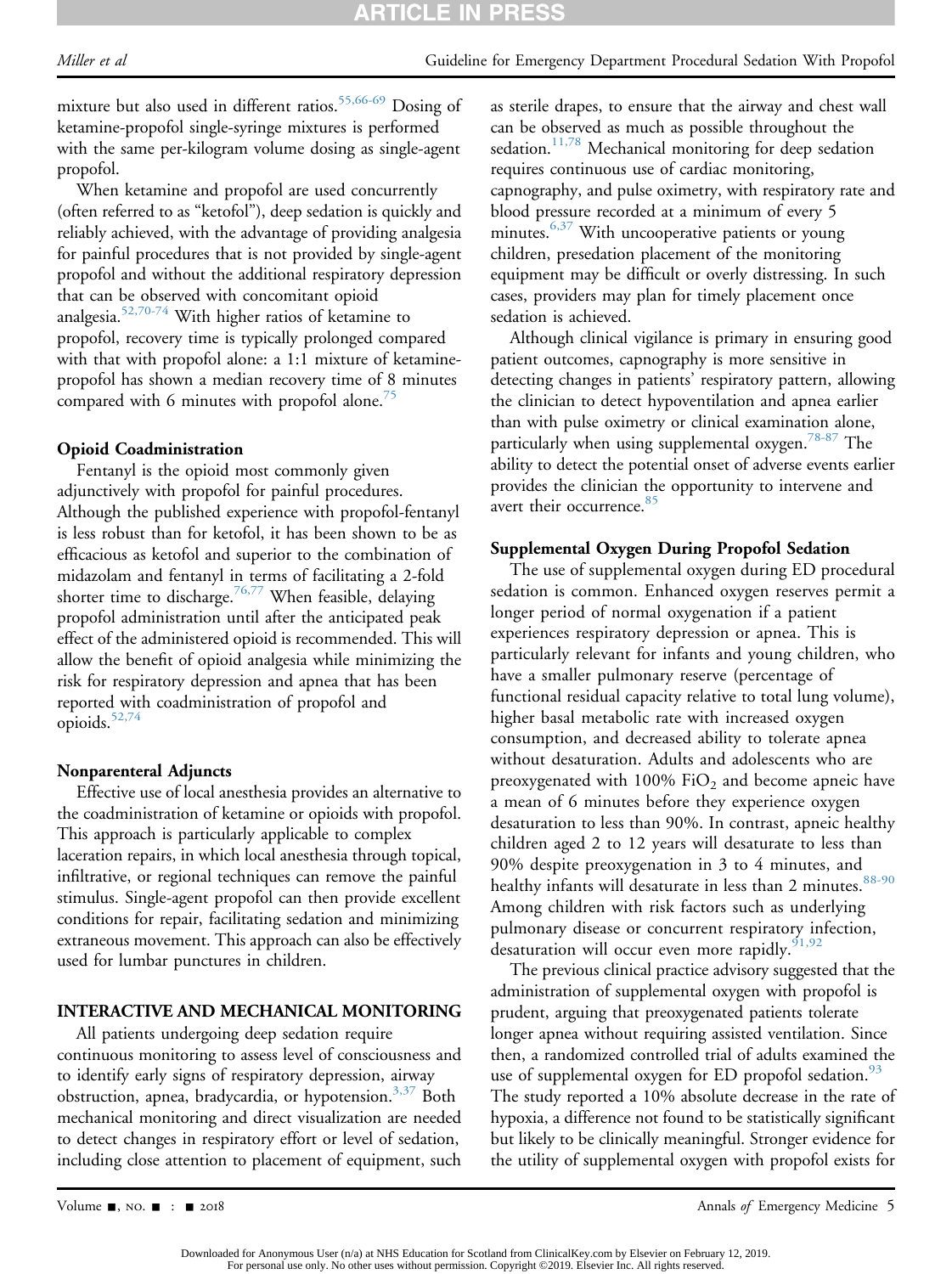mixture but also used in different ratios.[55,66-69] Dosing of ketamine-propofol single-syringe mixtures is performed with the same per-kilogram volume dosing as single-agent propofol.

When ketamine and propofol are used concurrently (often referred to as "ketofol"), deep sedation is quickly and reliably achieved, with the advantage of providing analgesia for painful procedures that is not provided by single-agent propofol and without the additional respiratory depression that can be observed with concomitant opioid analgesia.[52,70-74] With higher ratios of ketamine to propofol, recovery time is typically prolonged compared with that with propofol alone: a 1:1 mixture of ketamine-propofol has shown a median recovery time of 8 minutes compared with 6 minutes with propofol alone.[75]

### Opioid Coadministration

Fentanyl is the opioid most commonly given adjunctively with propofol for painful procedures. Although the published experience with propofol-fentanyl is less robust than for ketofol, it has been shown to be as efficacious as ketofol and superior to the combination of midazolam and fentanyl in terms of facilitating a 2-fold shorter time to discharge.[76,77] When feasible, delaying propofol administration until after the anticipated peak effect of the administered opioid is recommended. This will allow the benefit of opioid analgesia while minimizing the risk for respiratory depression and apnea that has been reported with coadministration of propofol and opioids.[52,74]

### Nonparenteral Adjuncts

Effective use of local anesthesia provides an alternative to the coadministration of ketamine or opioids with propofol. This approach is particularly applicable to complex laceration repairs, in which local anesthesia through topical, infiltrative, or regional techniques can remove the painful stimulus. Single-agent propofol can then provide excellent conditions for repair, facilitating sedation and minimizing extraneous movement. This approach can also be effectively used for lumbar punctures in children.

## INTERACTIVE AND MECHANICAL MONITORING

All patients undergoing deep sedation require continuous monitoring to assess level of consciousness and to identify early signs of respiratory depression, airway obstruction, apnea, bradycardia, or hypotension.[3,37] Both mechanical monitoring and direct visualization are needed to detect changes in respiratory effort or level of sedation, including close attention to placement of equipment, such as sterile drapes, to ensure that the airway and chest wall can be observed as much as possible throughout the sedation.[11,78] Mechanical monitoring for deep sedation requires continuous use of cardiac monitoring, capnography, and pulse oximetry, with respiratory rate and blood pressure recorded at a minimum of every 5 minutes.[6,37] With uncooperative patients or young children, presedation placement of the monitoring equipment may be difficult or overly distressing. In such cases, providers may plan for timely placement once sedation is achieved.

Although clinical vigilance is primary in ensuring good patient outcomes, capnography is more sensitive in detecting changes in patients' respiratory pattern, allowing the clinician to detect hypoventilation and apnea earlier than with pulse oximetry or clinical examination alone, particularly when using supplemental oxygen.[78-87] The ability to detect the potential onset of adverse events earlier provides the clinician the opportunity to intervene and avert their occurrence.[85]

### Supplemental Oxygen During Propofol Sedation

The use of supplemental oxygen during ED procedural sedation is common. Enhanced oxygen reserves permit a longer period of normal oxygenation if a patient experiences respiratory depression or apnea. This is particularly relevant for infants and young children, who have a smaller pulmonary reserve (percentage of functional residual capacity relative to total lung volume), higher basal metabolic rate with increased oxygen consumption, and decreased ability to tolerate apnea without desaturation. Adults and adolescents who are preoxygenated with 100% $FiO_2$ and become apneic have a mean of 6 minutes before they experience oxygen desaturation to less than 90%. In contrast, apneic healthy children aged 2 to 12 years will desaturate to less than 90% despite preoxygenation in 3 to 4 minutes, and healthy infants will desaturate in less than 2 minutes.[88-90] Among children with risk factors such as underlying pulmonary disease or concurrent respiratory infection, desaturation will occur even more rapidly.[91,92]

The previous clinical practice advisory suggested that the administration of supplemental oxygen with propofol is prudent, arguing that preoxygenated patients tolerate longer apnea without requiring assisted ventilation. Since then, a randomized controlled trial of adults examined the use of supplemental oxygen for ED propofol sedation.[93] The study reported a 10% absolute decrease in the rate of hypoxia, a difference not found to be statistically significant but likely to be clinically meaningful. Stronger evidence for the utility of supplemental oxygen with propofol exists for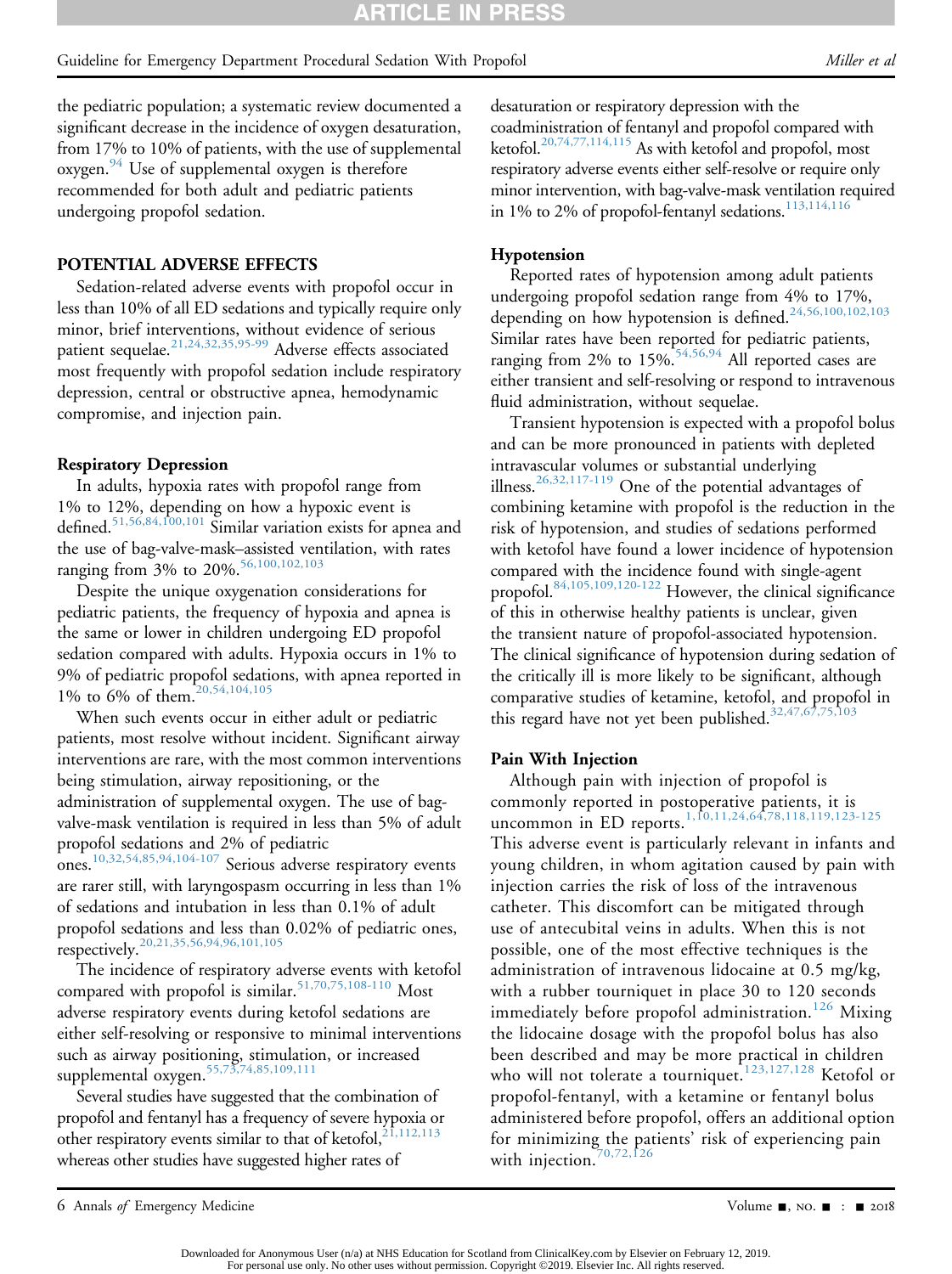the pediatric population; a systematic review documented a significant decrease in the incidence of oxygen desaturation, from 17% to 10% of patients, with the use of supplemental oxygen.[94] Use of supplemental oxygen is therefore recommended for both adult and pediatric patients undergoing propofol sedation.

## POTENTIAL ADVERSE EFFECTS

Sedation-related adverse events with propofol occur in less than 10% of all ED sedations and typically require only minor, brief interventions, without evidence of serious patient sequelae.[21,24,32,35,95-99] Adverse effects associated most frequently with propofol sedation include respiratory depression, central or obstructive apnea, hemodynamic compromise, and injection pain.

### Respiratory Depression

In adults, hypoxia rates with propofol range from 1% to 12%, depending on how a hypoxic event is defined.[51,56,84,100,101] Similar variation exists for apnea and the use of bag-valve-mask–assisted ventilation, with rates ranging from 3% to 20%.[56,100,102,103]

Despite the unique oxygenation considerations for pediatric patients, the frequency of hypoxia and apnea is the same or lower in children undergoing ED propofol sedation compared with adults. Hypoxia occurs in 1% to 9% of pediatric propofol sedations, with apnea reported in 1% to 6% of them.[20,54,104,105]

When such events occur in either adult or pediatric patients, most resolve without incident. Significant airway interventions are rare, with the most common interventions being stimulation, airway repositioning, or the administration of supplemental oxygen. The use of bag-valve-mask ventilation is required in less than 5% of adult propofol sedations and 2% of pediatric ones.[10,32,54,85,94,104-107] Serious adverse respiratory events are rarer still, with laryngospasm occurring in less than 1% of sedations and intubation in less than 0.1% of adult propofol sedations and less than 0.02% of pediatric ones, respectively.[20,21,35,56,94,96,101,105]

The incidence of respiratory adverse events with ketofol compared with propofol is similar.[51,70,75,108-110] Most adverse respiratory events during ketofol sedations are either self-resolving or responsive to minimal interventions such as airway positioning, stimulation, or increased supplemental oxygen.[55,73,74,85,109,111]

Several studies have suggested that the combination of propofol and fentanyl has a frequency of severe hypoxia or other respiratory events similar to that of ketofol,[21,112,113] whereas other studies have suggested higher rates of desaturation or respiratory depression with the coadministration of fentanyl and propofol compared with ketofol.[20,74,77,114,115] As with ketofol and propofol, most respiratory adverse events either self-resolve or require only minor intervention, with bag-valve-mask ventilation required in 1% to 2% of propofol-fentanyl sedations.[113,114,116]

### Hypotension

Reported rates of hypotension among adult patients undergoing propofol sedation range from 4% to 17%, depending on how hypotension is defined.[24,56,100,102,103] Similar rates have been reported for pediatric patients, ranging from 2% to 15%.[54,56,94] All reported cases are either transient and self-resolving or respond to intravenous fluid administration, without sequelae.

Transient hypotension is expected with a propofol bolus and can be more pronounced in patients with depleted intravascular volumes or substantial underlying illness.[26,32,117-119] One of the potential advantages of combining ketamine with propofol is the reduction in the risk of hypotension, and studies of sedations performed with ketofol have found a lower incidence of hypotension compared with the incidence found with single-agent propofol.[84,105,109,120-122] However, the clinical significance of this in otherwise healthy patients is unclear, given the transient nature of propofol-associated hypotension. The clinical significance of hypotension during sedation of the critically ill is more likely to be significant, although comparative studies of ketamine, ketofol, and propofol in this regard have not yet been published.[32,47,67,75,103]

### Pain With Injection

Although pain with injection of propofol is commonly reported in postoperative patients, it is uncommon in ED reports.[1,10,11,24,64,78,118,119,123-125] This adverse event is particularly relevant in infants and young children, in whom agitation caused by pain with injection carries the risk of loss of the intravenous catheter. This discomfort can be mitigated through use of antecubital veins in adults. When this is not possible, one of the most effective techniques is the administration of intravenous lidocaine at 0.5 mg/kg, with a rubber tourniquet in place 30 to 120 seconds immediately before propofol administration.[126] Mixing the lidocaine dosage with the propofol bolus has also been described and may be more practical in children who will not tolerate a tourniquet.[123,127,128] Ketofol or propofol-fentanyl, with a ketamine or fentanyl bolus administered before propofol, offers an additional option for minimizing the patients' risk of experiencing pain with injection.[70,72,126]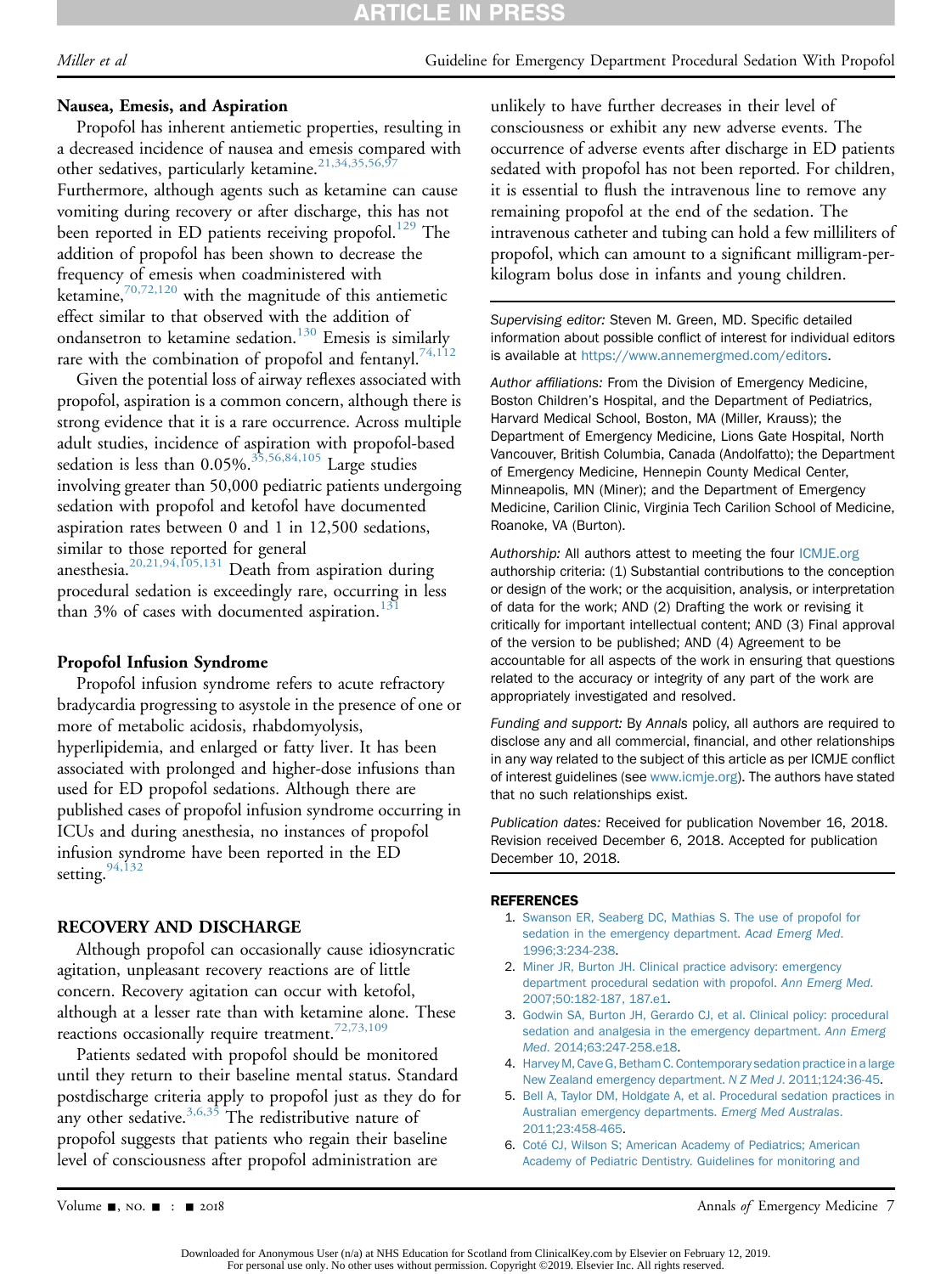### Nausea, Emesis, and Aspiration

Propofol has inherent antiemetic properties, resulting in a decreased incidence of nausea and emesis compared with other sedatives, particularly ketamine.[21,34,35,56,97] Furthermore, although agents such as ketamine can cause vomiting during recovery or after discharge, this has not been reported in ED patients receiving propofol.[129] The addition of propofol has been shown to decrease the frequency of emesis when coadministered with ketamine,[70,72,120] with the magnitude of this antiemetic effect similar to that observed with the addition of ondansetron to ketamine sedation.[130] Emesis is similarly rare with the combination of propofol and fentanyl.[74,112]

Given the potential loss of airway reflexes associated with propofol, aspiration is a common concern, although there is strong evidence that it is a rare occurrence. Across multiple adult studies, incidence of aspiration with propofol-based sedation is less than 0.05%.[35,56,84,105] Large studies involving greater than 50,000 pediatric patients undergoing sedation with propofol and ketofol have documented aspiration rates between 0 and 1 in 12,500 sedations, similar to those reported for general anesthesia.[20,21,94,105,131] Death from aspiration during procedural sedation is exceedingly rare, occurring in less than 3% of cases with documented aspiration.[131]

### Propofol Infusion Syndrome

Propofol infusion syndrome refers to acute refractory bradycardia progressing to asystole in the presence of one or more of metabolic acidosis, rhabdomyolysis, hyperlipidemia, and enlarged or fatty liver. It has been associated with prolonged and higher-dose infusions than used for ED propofol sedations. Although there are published cases of propofol infusion syndrome occurring in ICUs and during anesthesia, no instances of propofol infusion syndrome have been reported in the ED setting.[94,132]

## RECOVERY AND DISCHARGE

Although propofol can occasionally cause idiosyncratic agitation, unpleasant recovery reactions are of little concern. Recovery agitation can occur with ketofol, although at a lesser rate than with ketamine alone. These reactions occasionally require treatment.[72,73,109]

Patients sedated with propofol should be monitored until they return to their baseline mental status. Standard postdischarge criteria apply to propofol just as they do for any other sedative.[3,6,35] The redistributive nature of propofol suggests that patients who regain their baseline level of consciousness after propofol administration are unlikely to have further decreases in their level of consciousness or exhibit any new adverse events. The occurrence of adverse events after discharge in ED patients sedated with propofol has not been reported. For children, it is essential to flush the intravenous line to remove any remaining propofol at the end of the sedation. The intravenous catheter and tubing can hold a few milliliters of propofol, which can amount to a significant milligram-per-kilogram bolus dose in infants and young children.

---

*Supervising editor:* Steven M. Green, MD. Specific detailed information about possible conflict of interest for individual editors is available at https://www.annemergmed.com/editors.

*Author affiliations:* From the Division of Emergency Medicine, Boston Children's Hospital, and the Department of Pediatrics, Harvard Medical School, Boston, MA (Miller, Krauss); the Department of Emergency Medicine, Lions Gate Hospital, North Vancouver, British Columbia, Canada (Andolfatto); the Department of Emergency Medicine, Hennepin County Medical Center, Minneapolis, MN (Miner); and the Department of Emergency Medicine, Carilion Clinic, Virginia Tech Carilion School of Medicine, Roanoke, VA (Burton).

*Authorship:* All authors attest to meeting the four ICMJE.org authorship criteria: (1) Substantial contributions to the conception or design of the work; or the acquisition, analysis, or interpretation of data for the work; AND (2) Drafting the work or revising it critically for important intellectual content; AND (3) Final approval of the version to be published; AND (4) Agreement to be accountable for all aspects of the work in ensuring that questions related to the accuracy or integrity of any part of the work are appropriately investigated and resolved.

*Funding and support:* By *Annals* policy, all authors are required to disclose any and all commercial, financial, and other relationships in any way related to the subject of this article as per ICMJE conflict of interest guidelines (see www.icmje.org). The authors have stated that no such relationships exist.

*Publication dates:* Received for publication November 16, 2018. Revision received December 6, 2018. Accepted for publication December 10, 2018.

---

## REFERENCES

1. Swanson ER, Seaberg DC, Mathias S. The use of propofol for sedation in the emergency department. *Acad Emerg Med*. 1996;3:234-238.
2. Miner JR, Burton JH. Clinical practice advisory: emergency department procedural sedation with propofol. *Ann Emerg Med*. 2007;50:182-187, 187.e1.
3. Godwin SA, Burton JH, Gerardo CJ, et al. Clinical policy: procedural sedation and analgesia in the emergency department. *Ann Emerg Med*. 2014;63:247-258.e18.
4. Harvey M, Cave G, Betham C. Contemporary sedation practice in a large New Zealand emergency department. *N Z Med J*. 2011;124:36-45.
5. Bell A, Taylor DM, Holdgate A, et al. Procedural sedation practices in Australian emergency departments. *Emerg Med Australas*. 2011;23:458-465.
6. Coté CJ, Wilson S; American Academy of Pediatrics; American Academy of Pediatric Dentistry. Guidelines for monitoring and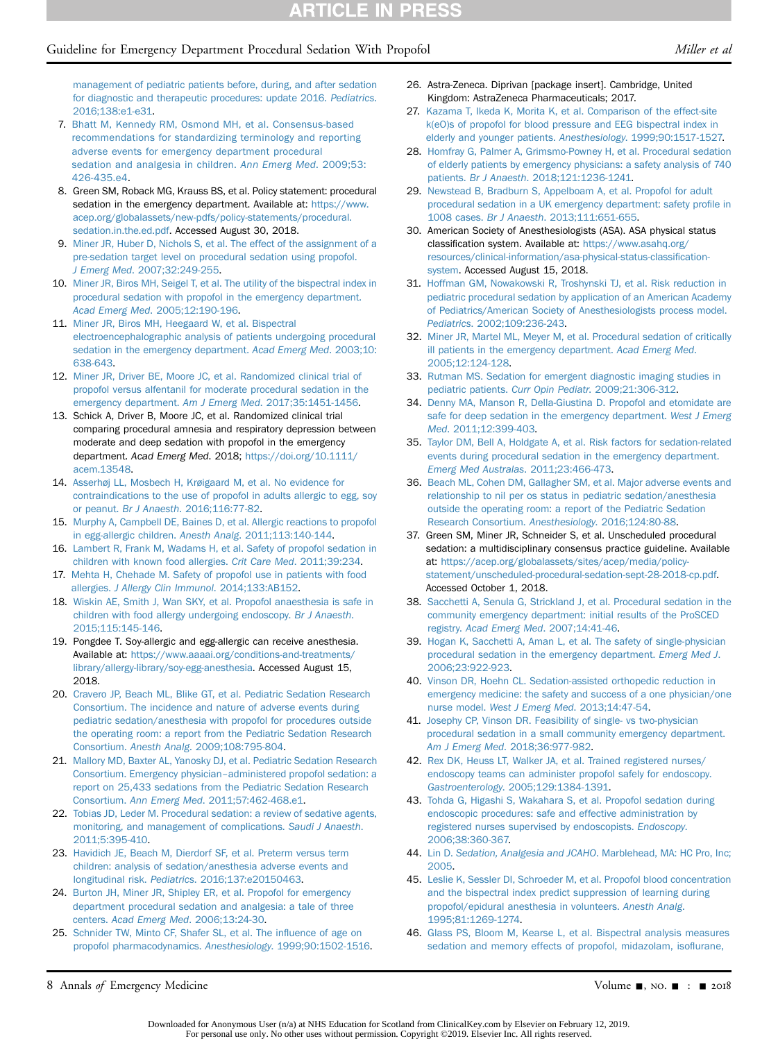management of pediatric patients before, during, and after sedation for diagnostic and therapeutic procedures: update 2016. *Pediatrics*. 2016;138:e1-e31.

7. Bhatt M, Kennedy RM, Osmond MH, et al. Consensus-based recommendations for standardizing terminology and reporting adverse events for emergency department procedural sedation and analgesia in children. *Ann Emerg Med*. 2009;53: 426-435.e4.
8. Green SM, Roback MG, Krauss BS, et al. Policy statement: procedural sedation in the emergency department. Available at: https://www.acep.org/globalassets/new-pdfs/policy-statements/procedural.sedation.in.the.ed.pdf. Accessed August 30, 2018.
9. Miner JR, Huber D, Nichols S, et al. The effect of the assignment of a pre-sedation target level on procedural sedation using propofol. *J Emerg Med*. 2007;32:249-255.
10. Miner JR, Biros MH, Seigel T, et al. The utility of the bispectral index in procedural sedation with propofol in the emergency department. *Acad Emerg Med*. 2005;12:190-196.
11. Miner JR, Biros MH, Heegaard W, et al. Bispectral electroencephalographic analysis of patients undergoing procedural sedation in the emergency department. *Acad Emerg Med*. 2003;10: 638-643.
12. Miner JR, Driver BE, Moore JC, et al. Randomized clinical trial of propofol versus alfentanil for moderate procedural sedation in the emergency department. *Am J Emerg Med*. 2017;35:1451-1456.
13. Schick A, Driver B, Moore JC, et al. Randomized clinical trial comparing procedural amnesia and respiratory depression between moderate and deep sedation with propofol in the emergency department. *Acad Emerg Med*. 2018; https://doi.org/10.1111/acem.13548.
14. Asserhøj LL, Mosbech H, Krøigaard M, et al. No evidence for contraindications to the use of propofol in adults allergic to egg, soy or peanut. *Br J Anaesth*. 2016;116:77-82.
15. Murphy A, Campbell DE, Baines D, et al. Allergic reactions to propofol in egg-allergic children. *Anesth Analg*. 2011;113:140-144.
16. Lambert R, Frank M, Wadams H, et al. Safety of propofol sedation in children with known food allergies. *Crit Care Med*. 2011;39:234.
17. Mehta H, Chehade M. Safety of propofol use in patients with food allergies. *J Allergy Clin Immunol*. 2014;133:AB152.
18. Wiskin AE, Smith J, Wan SKY, et al. Propofol anaesthesia is safe in children with food allergy undergoing endoscopy. *Br J Anaesth*. 2015;115:145-146.
19. Pongdee T. Soy-allergic and egg-allergic can receive anesthesia. Available at: https://www.aaaai.org/conditions-and-treatments/library/allergy-library/soy-egg-anesthesia. Accessed August 15, 2018.
20. Cravero JP, Beach ML, Blike GT, et al. Pediatric Sedation Research Consortium. The incidence and nature of adverse events during pediatric sedation/anesthesia with propofol for procedures outside the operating room: a report from the Pediatric Sedation Research Consortium. *Anesth Analg*. 2009;108:795-804.
21. Mallory MD, Baxter AL, Yanosky DJ, et al. Pediatric Sedation Research Consortium. Emergency physician–administered propofol sedation: a report on 25,433 sedations from the Pediatric Sedation Research Consortium. *Ann Emerg Med*. 2011;57:462-468.e1.
22. Tobias JD, Leder M. Procedural sedation: a review of sedative agents, monitoring, and management of complications. *Saudi J Anaesth*. 2011;5:395-410.
23. Havidich JE, Beach M, Dierdorf SF, et al. Preterm versus term children: analysis of sedation/anesthesia adverse events and longitudinal risk. *Pediatrics*. 2016;137:e20150463.
24. Burton JH, Miner JR, Shipley ER, et al. Propofol for emergency department procedural sedation and analgesia: a tale of three centers. *Acad Emerg Med*. 2006;13:24-30.
25. Schnider TW, Minto CF, Shafer SL, et al. The influence of age on propofol pharmacodynamics. *Anesthesiology*. 1999;90:1502-1516.
26. Astra-Zeneca. Diprivan [package insert]. Cambridge, United Kingdom: AstraZeneca Pharmaceuticals; 2017.
27. Kazama T, Ikeda K, Morita K, et al. Comparison of the effect-site k(eO)s of propofol for blood pressure and EEG bispectral index in elderly and younger patients. *Anesthesiology*. 1999;90:1517-1527.
28. Homfray G, Palmer A, Grimsmo-Powney H, et al. Procedural sedation of elderly patients by emergency physicians: a safety analysis of 740 patients. *Br J Anaesth*. 2018;121:1236-1241.
29. Newstead B, Bradburn S, Appelboam A, et al. Propofol for adult procedural sedation in a UK emergency department: safety profile in 1008 cases. *Br J Anaesth*. 2013;111:651-655.
30. American Society of Anesthesiologists (ASA). ASA physical status classification system. Available at: https://www.asahq.org/resources/clinical-information/asa-physical-status-classification-system. Accessed August 15, 2018.
31. Hoffman GM, Nowakowski R, Troshynski TJ, et al. Risk reduction in pediatric procedural sedation by application of an American Academy of Pediatrics/American Society of Anesthesiologists process model. *Pediatrics*. 2002;109:236-243.
32. Miner JR, Martel ML, Meyer M, et al. Procedural sedation of critically ill patients in the emergency department. *Acad Emerg Med*. 2005;12:124-128.
33. Rutman MS. Sedation for emergent diagnostic imaging studies in pediatric patients. *Curr Opin Pediatr*. 2009;21:306-312.
34. Denny MA, Manson R, Della-Giustina D. Propofol and etomidate are safe for deep sedation in the emergency department. *West J Emerg Med*. 2011;12:399-403.
35. Taylor DM, Bell A, Holdgate A, et al. Risk factors for sedation-related events during procedural sedation in the emergency department. *Emerg Med Australas*. 2011;23:466-473.
36. Beach ML, Cohen DM, Gallagher SM, et al. Major adverse events and relationship to nil per os status in pediatric sedation/anesthesia outside the operating room: a report of the Pediatric Sedation Research Consortium. *Anesthesiology*. 2016;124:80-88.
37. Green SM, Miner JR, Schneider S, et al. Unscheduled procedural sedation: a multidisciplinary consensus practice guideline. Available at: https://acep.org/globalassets/sites/acep/media/policy-statement/unscheduled-procedural-sedation-sept-28-2018-cp.pdf. Accessed October 1, 2018.
38. Sacchetti A, Senula G, Strickland J, et al. Procedural sedation in the community emergency department: initial results of the ProSCED registry. *Acad Emerg Med*. 2007;14:41-46.
39. Hogan K, Sacchetti A, Aman L, et al. The safety of single-physician procedural sedation in the emergency department. *Emerg Med J*. 2006;23:922-923.
40. Vinson DR, Hoehn CL. Sedation-assisted orthopedic reduction in emergency medicine: the safety and success of a one physician/one nurse model. *West J Emerg Med*. 2013;14:47-54.
41. Josephy CP, Vinson DR. Feasibility of single- vs two-physician procedural sedation in a small community emergency department. *Am J Emerg Med*. 2018;36:977-982.
42. Rex DK, Heuss LT, Walker JA, et al. Trained registered nurses/endoscopy teams can administer propofol safely for endoscopy. *Gastroenterology*. 2005;129:1384-1391.
43. Tohda G, Higashi S, Wakahara S, et al. Propofol sedation during endoscopic procedures: safe and effective administration by registered nurses supervised by endoscopists. *Endoscopy*. 2006;38:360-367.
44. Lin D. *Sedation, Analgesia and JCAHO*. Marblehead, MA: HC Pro, Inc; 2005.
45. Leslie K, Sessler DI, Schroeder M, et al. Propofol blood concentration and the bispectral index predict suppression of learning during propofol/epidural anesthesia in volunteers. *Anesth Analg*. 1995;81:1269-1274.
46. Glass PS, Bloom M, Kearse L, et al. Bispectral analysis measures sedation and memory effects of propofol, midazolam, isoflurane,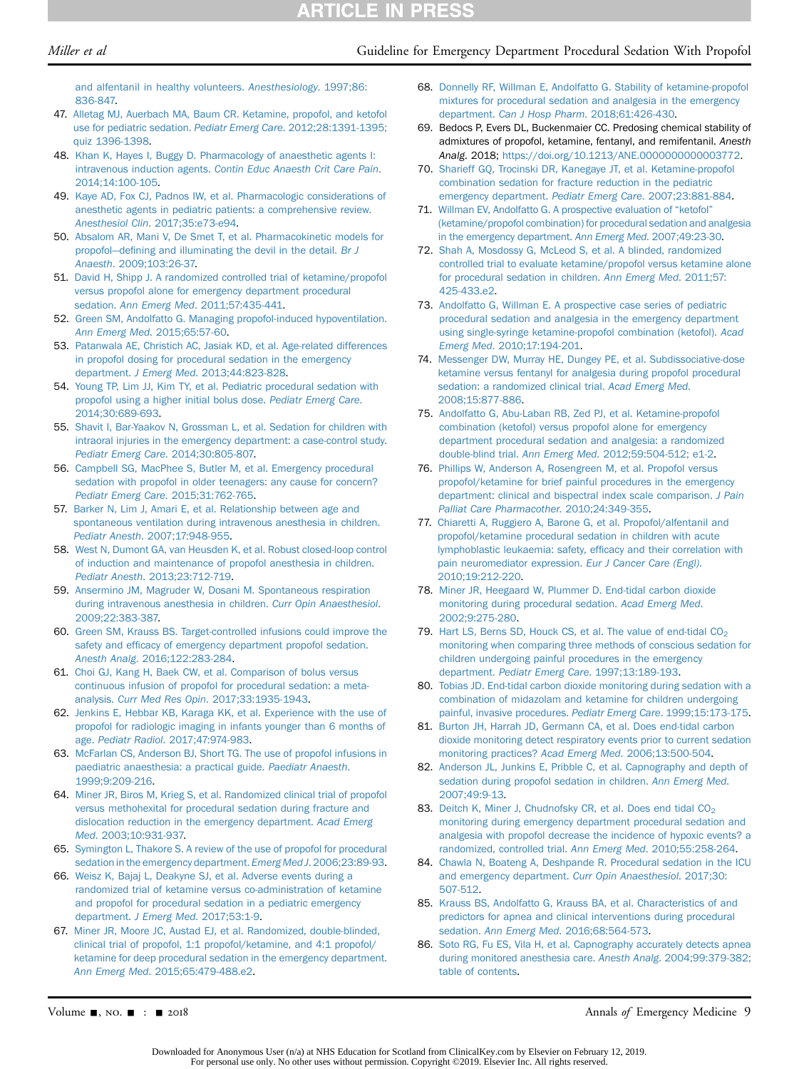and alfentanil in healthy volunteers. *Anesthesiology*. 1997;86: 836-847.

47. Alletag MJ, Auerbach MA, Baum CR. Ketamine, propofol, and ketofol use for pediatric sedation. *Pediatr Emerg Care*. 2012;28:1391-1395; quiz 1396-1398.
48. Khan K, Hayes I, Buggy D. Pharmacology of anaesthetic agents I: intravenous induction agents. *Contin Educ Anaesth Crit Care Pain*. 2014;14:100-105.
49. Kaye AD, Fox CJ, Padnos IW, et al. Pharmacologic considerations of anesthetic agents in pediatric patients: a comprehensive review. *Anesthesiol Clin*. 2017;35:e73-e94.
50. Absalom AR, Mani V, De Smet T, et al. Pharmacokinetic models for propofol—defining and illuminating the devil in the detail. *Br J Anaesth*. 2009;103:26-37.
51. David H, Shipp J. A randomized controlled trial of ketamine/propofol versus propofol alone for emergency department procedural sedation. *Ann Emerg Med*. 2011;57:435-441.
52. Green SM, Andolfatto G. Managing propofol-induced hypoventilation. *Ann Emerg Med*. 2015;65:57-60.
53. Patanwala AE, Christich AC, Jasiak KD, et al. Age-related differences in propofol dosing for procedural sedation in the emergency department. *J Emerg Med*. 2013;44:823-828.
54. Young TP, Lim JJ, Kim TY, et al. Pediatric procedural sedation with propofol using a higher initial bolus dose. *Pediatr Emerg Care*. 2014;30:689-693.
55. Shavit I, Bar-Yaakov N, Grossman L, et al. Sedation for children with intraoral injuries in the emergency department: a case-control study. *Pediatr Emerg Care*. 2014;30:805-807.
56. Campbell SG, MacPhee S, Butler M, et al. Emergency procedural sedation with propofol in older teenagers: any cause for concern? *Pediatr Emerg Care*. 2015;31:762-765.
57. Barker N, Lim J, Amari E, et al. Relationship between age and spontaneous ventilation during intravenous anesthesia in children. *Pediatr Anesth*. 2007;17:948-955.
58. West N, Dumont GA, van Heusden K, et al. Robust closed-loop control of induction and maintenance of propofol anesthesia in children. *Pediatr Anesth*. 2013;23:712-719.
59. Ansermino JM, Magruder W, Dosani M. Spontaneous respiration during intravenous anesthesia in children. *Curr Opin Anaesthesiol*. 2009;22:383-387.
60. Green SM, Krauss BS. Target-controlled infusions could improve the safety and efficacy of emergency department propofol sedation. *Anesth Analg*. 2016;122:283-284.
61. Choi GJ, Kang H, Baek CW, et al. Comparison of bolus versus continuous infusion of propofol for procedural sedation: a meta-analysis. *Curr Med Res Opin*. 2017;33:1935-1943.
62. Jenkins E, Hebbar KB, Karaga KK, et al. Experience with the use of propofol for radiologic imaging in infants younger than 6 months of age. *Pediatr Radiol*. 2017;47:974-983.
63. McFarlan CS, Anderson BJ, Short TG. The use of propofol infusions in paediatric anaesthesia: a practical guide. *Paediatr Anaesth*. 1999;9:209-216.
64. Miner JR, Biros M, Krieg S, et al. Randomized clinical trial of propofol versus methohexital for procedural sedation during fracture and dislocation reduction in the emergency department. *Acad Emerg Med*. 2003;10:931-937.
65. Symington L, Thakore S. A review of the use of propofol for procedural sedation in the emergency department. *Emerg Med J*. 2006;23:89-93.
66. Weisz K, Bajaj L, Deakyne SJ, et al. Adverse events during a randomized trial of ketamine versus co-administration of ketamine and propofol for procedural sedation in a pediatric emergency department. *J Emerg Med*. 2017;53:1-9.
67. Miner JR, Moore JC, Austad EJ, et al. Randomized, double-blinded, clinical trial of propofol, 1:1 propofol/ketamine, and 4:1 propofol/ketamine for deep procedural sedation in the emergency department. *Ann Emerg Med*. 2015;65:479-488.e2.
68. Donnelly RF, Willman E, Andolfatto G. Stability of ketamine-propofol mixtures for procedural sedation and analgesia in the emergency department. *Can J Hosp Pharm*. 2018;61:426-430.
69. Bedocs P, Evers DL, Buckenmaier CC. Predosing chemical stability of admixtures of propofol, ketamine, fentanyl, and remifentanil. *Anesth Analg*. 2018; https://doi.org/10.1213/ANE.0000000000003772.
70. Sharieff GQ, Trocinski DR, Kanegaye JT, et al. Ketamine-propofol combination sedation for fracture reduction in the pediatric emergency department. *Pediatr Emerg Care*. 2007;23:881-884.
71. Willman EV, Andolfatto G. A prospective evaluation of "ketofol" (ketamine/propofol combination) for procedural sedation and analgesia in the emergency department. *Ann Emerg Med*. 2007;49:23-30.
72. Shah A, Mosdossy G, McLeod S, et al. A blinded, randomized controlled trial to evaluate ketamine/propofol versus ketamine alone for procedural sedation in children. *Ann Emerg Med*. 2011;57: 425-433.e2.
73. Andolfatto G, Willman E. A prospective case series of pediatric procedural sedation and analgesia in the emergency department using single-syringe ketamine-propofol combination (ketofol). *Acad Emerg Med*. 2010;17:194-201.
74. Messenger DW, Murray HE, Dungey PE, et al. Subdissociative-dose ketamine versus fentanyl for analgesia during propofol procedural sedation: a randomized clinical trial. *Acad Emerg Med*. 2008;15:877-886.
75. Andolfatto G, Abu-Laban RB, Zed PJ, et al. Ketamine-propofol combination (ketofol) versus propofol alone for emergency department procedural sedation and analgesia: a randomized double-blind trial. *Ann Emerg Med*. 2012;59:504-512; e1-2.
76. Phillips W, Anderson A, Rosengreen M, et al. Propofol versus propofol/ketamine for brief painful procedures in the emergency department: clinical and bispectral index scale comparison. *J Pain Palliat Care Pharmacother*. 2010;24:349-355.
77. Chiaretti A, Ruggiero A, Barone G, et al. Propofol/alfentanil and propofol/ketamine procedural sedation in children with acute lymphoblastic leukaemia: safety, efficacy and their correlation with pain neuromediator expression. *Eur J Cancer Care (Engl)*. 2010;19:212-220.
78. Miner JR, Heegaard W, Plummer D. End-tidal carbon dioxide monitoring during procedural sedation. *Acad Emerg Med*. 2002;9:275-280.
79. Hart LS, Berns SD, Houck CS, et al. The value of end-tidal $CO_2$ monitoring when comparing three methods of conscious sedation for children undergoing painful procedures in the emergency department. *Pediatr Emerg Care*. 1997;13:189-193.
80. Tobias JD. End-tidal carbon dioxide monitoring during sedation with a combination of midazolam and ketamine for children undergoing painful, invasive procedures. *Pediatr Emerg Care*. 1999;15:173-175.
81. Burton JH, Harrah JD, Germann CA, et al. Does end-tidal carbon dioxide monitoring detect respiratory events prior to current sedation monitoring practices? *Acad Emerg Med*. 2006;13:500-504.
82. Anderson JL, Junkins E, Pribble C, et al. Capnography and depth of sedation during propofol sedation in children. *Ann Emerg Med*. 2007;49:9-13.
83. Deitch K, Miner J, Chudnofsky CR, et al. Does end tidal $CO_2$ monitoring during emergency department procedural sedation and analgesia with propofol decrease the incidence of hypoxic events? a randomized, controlled trial. *Ann Emerg Med*. 2010;55:258-264.
84. Chawla N, Boateng A, Deshpande R. Procedural sedation in the ICU and emergency department. *Curr Opin Anaesthesiol*. 2017;30: 507-512.
85. Krauss BS, Andolfatto G, Krauss BA, et al. Characteristics of and predictors for apnea and clinical interventions during procedural sedation. *Ann Emerg Med*. 2016;68:564-573.
86. Soto RG, Fu ES, Vila H, et al. Capnography accurately detects apnea during monitored anesthesia care. *Anesth Analg*. 2004;99:379-382; table of contents.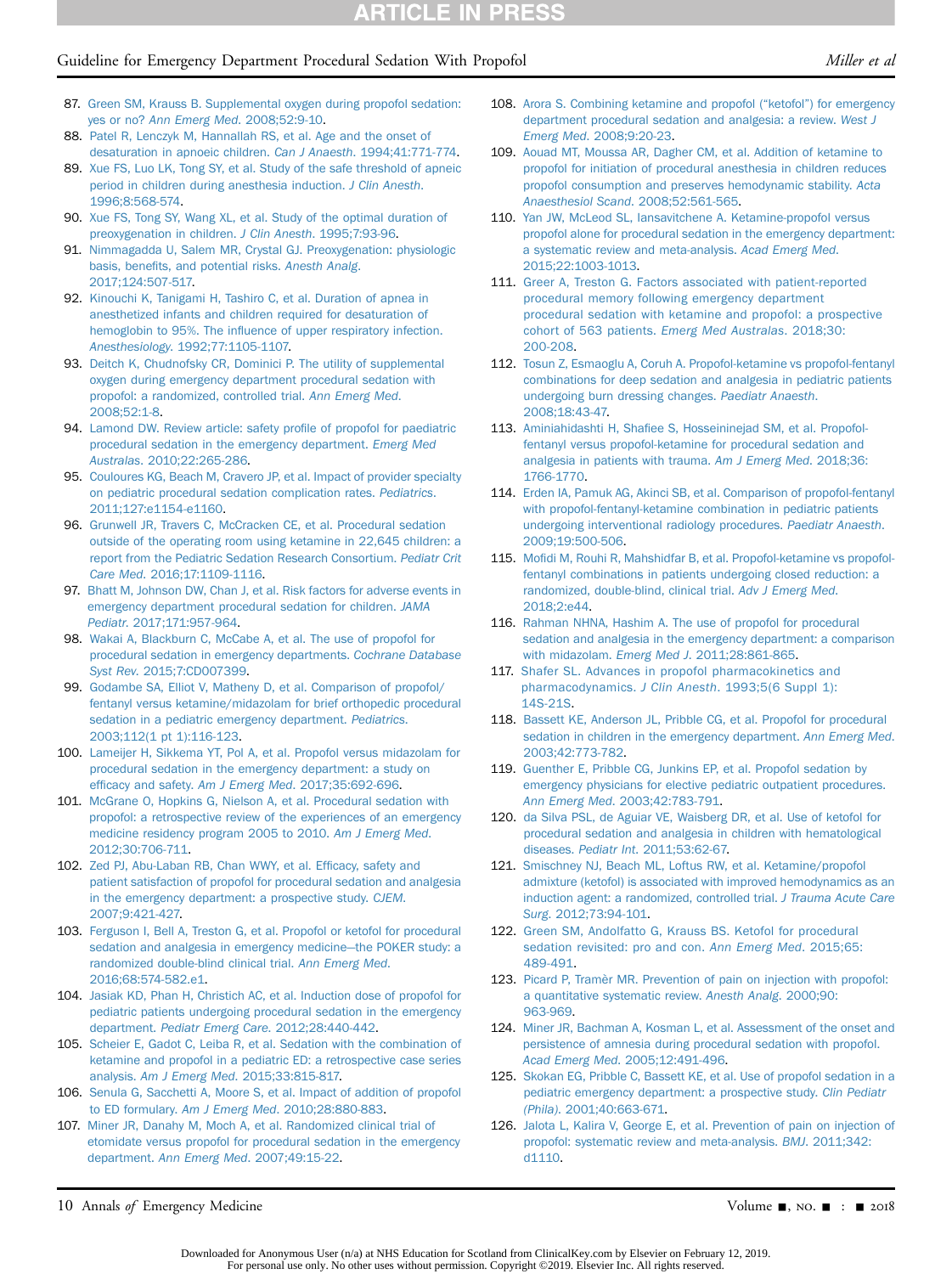87. Green SM, Krauss B. Supplemental oxygen during propofol sedation: yes or no? *Ann Emerg Med*. 2008;52:9-10.
88. Patel R, Lenczyk M, Hannallah RS, et al. Age and the onset of desaturation in apnoeic children. *Can J Anaesth*. 1994;41:771-774.
89. Xue FS, Luo LK, Tong SY, et al. Study of the safe threshold of apneic period in children during anesthesia induction. *J Clin Anesth*. 1996;8:568-574.
90. Xue FS, Tong SY, Wang XL, et al. Study of the optimal duration of preoxygenation in children. *J Clin Anesth*. 1995;7:93-96.
91. Nimmagadda U, Salem MR, Crystal GJ. Preoxygenation: physiologic basis, benefits, and potential risks. *Anesth Analg*. 2017;124:507-517.
92. Kinouchi K, Tanigami H, Tashiro C, et al. Duration of apnea in anesthetized infants and children required for desaturation of hemoglobin to 95%. The influence of upper respiratory infection. *Anesthesiology*. 1992;77:1105-1107.
93. Deitch K, Chudnofsky CR, Dominici P. The utility of supplemental oxygen during emergency department procedural sedation with propofol: a randomized, controlled trial. *Ann Emerg Med*. 2008;52:1-8.
94. Lamond DW. Review article: safety profile of propofol for paediatric procedural sedation in the emergency department. *Emerg Med Australas*. 2010;22:265-286.
95. Couloures KG, Beach M, Cravero JP, et al. Impact of provider specialty on pediatric procedural sedation complication rates. *Pediatrics*. 2011;127:e1154-e1160.
96. Grunwell JR, Travers C, McCracken CE, et al. Procedural sedation outside of the operating room using ketamine in 22,645 children: a report from the Pediatric Sedation Research Consortium. *Pediatr Crit Care Med*. 2016;17:1109-1116.
97. Bhatt M, Johnson DW, Chan J, et al. Risk factors for adverse events in emergency department procedural sedation for children. *JAMA Pediatr*. 2017;171:957-964.
98. Wakai A, Blackburn C, McCabe A, et al. The use of propofol for procedural sedation in emergency departments. *Cochrane Database Syst Rev*. 2015;7:CD007399.
99. Godambe SA, Elliot V, Matheny D, et al. Comparison of propofol/fentanyl versus ketamine/midazolam for brief orthopedic procedural sedation in a pediatric emergency department. *Pediatrics*. 2003;112(1 pt 1):116-123.
100. Lameijer H, Sikkema YT, Pol A, et al. Propofol versus midazolam for procedural sedation in the emergency department: a study on efficacy and safety. *Am J Emerg Med*. 2017;35:692-696.
101. McGrane O, Hopkins G, Nielson A, et al. Procedural sedation with propofol: a retrospective review of the experiences of an emergency medicine residency program 2005 to 2010. *Am J Emerg Med*. 2012;30:706-711.
102. Zed PJ, Abu-Laban RB, Chan WWY, et al. Efficacy, safety and patient satisfaction of propofol for procedural sedation and analgesia in the emergency department: a prospective study. *CJEM*. 2007;9:421-427.
103. Ferguson I, Bell A, Treston G, et al. Propofol or ketofol for procedural sedation and analgesia in emergency medicine—the POKER study: a randomized double-blind clinical trial. *Ann Emerg Med*. 2016;68:574-582.e1.
104. Jasiak KD, Phan H, Christich AC, et al. Induction dose of propofol for pediatric patients undergoing procedural sedation in the emergency department. *Pediatr Emerg Care*. 2012;28:440-442.
105. Scheier E, Gadot C, Leiba R, et al. Sedation with the combination of ketamine and propofol in a pediatric ED: a retrospective case series analysis. *Am J Emerg Med*. 2015;33:815-817.
106. Senula G, Sacchetti A, Moore S, et al. Impact of addition of propofol to ED formulary. *Am J Emerg Med*. 2010;28:880-883.
107. Miner JR, Danahy M, Moch A, et al. Randomized clinical trial of etomidate versus propofol for procedural sedation in the emergency department. *Ann Emerg Med*. 2007;49:15-22.
108. Arora S. Combining ketamine and propofol ("ketofol") for emergency department procedural sedation and analgesia: a review. *West J Emerg Med*. 2008;9:20-23.
109. Aouad MT, Moussa AR, Dagher CM, et al. Addition of ketamine to propofol for initiation of procedural anesthesia in children reduces propofol consumption and preserves hemodynamic stability. *Acta Anaesthesiol Scand*. 2008;52:561-565.
110. Yan JW, McLeod SL, Iansavitchene A. Ketamine-propofol versus propofol alone for procedural sedation in the emergency department: a systematic review and meta-analysis. *Acad Emerg Med*. 2015;22:1003-1013.
111. Greer A, Treston G. Factors associated with patient-reported procedural memory following emergency department procedural sedation with ketamine and propofol: a prospective cohort of 563 patients. *Emerg Med Australas*. 2018;30:200-208.
112. Tosun Z, Esmaoglu A, Coruh A. Propofol-ketamine vs propofol-fentanyl combinations for deep sedation and analgesia in pediatric patients undergoing burn dressing changes. *Paediatr Anaesth*. 2008;18:43-47.
113. Aminiahidashti H, Shafiee S, Hosseininejad SM, et al. Propofol-fentanyl versus propofol-ketamine for procedural sedation and analgesia in patients with trauma. *Am J Emerg Med*. 2018;36:1766-1770.
114. Erden IA, Pamuk AG, Akinci SB, et al. Comparison of propofol-fentanyl with propofol-fentanyl-ketamine combination in pediatric patients undergoing interventional radiology procedures. *Paediatr Anaesth*. 2009;19:500-506.
115. Mofidi M, Rouhi R, Mahshidfar B, et al. Propofol-ketamine vs propofol-fentanyl combinations in patients undergoing closed reduction: a randomized, double-blind, clinical trial. *Adv J Emerg Med*. 2018;2:e44.
116. Rahman NHNA, Hashim A. The use of propofol for procedural sedation and analgesia in the emergency department: a comparison with midazolam. *Emerg Med J*. 2011;28:861-865.
117. Shafer SL. Advances in propofol pharmacokinetics and pharmacodynamics. *J Clin Anesth*. 1993;5(6 Suppl 1):14S-21S.
118. Bassett KE, Anderson JL, Pribble CG, et al. Propofol for procedural sedation in children in the emergency department. *Ann Emerg Med*. 2003;42:773-782.
119. Guenther E, Pribble CG, Junkins EP, et al. Propofol sedation by emergency physicians for elective pediatric outpatient procedures. *Ann Emerg Med*. 2003;42:783-791.
120. da Silva PSL, de Aguiar VE, Waisberg DR, et al. Use of ketofol for procedural sedation and analgesia in children with hematological diseases. *Pediatr Int*. 2011;53:62-67.
121. Smischney NJ, Beach ML, Loftus RW, et al. Ketamine/propofol admixture (ketofol) is associated with improved hemodynamics as an induction agent: a randomized, controlled trial. *J Trauma Acute Care Surg*. 2012;73:94-101.
122. Green SM, Andolfatto G, Krauss BS. Ketofol for procedural sedation revisited: pro and con. *Ann Emerg Med*. 2015;65:489-491.
123. Picard P, Tramèr MR. Prevention of pain on injection with propofol: a quantitative systematic review. *Anesth Analg*. 2000;90:963-969.
124. Miner JR, Bachman A, Kosman L, et al. Assessment of the onset and persistence of amnesia during procedural sedation with propofol. *Acad Emerg Med*. 2005;12:491-496.
125. Skokan EG, Pribble CG, Bassett KE, et al. Use of propofol sedation in a pediatric emergency department: a prospective study. *Clin Pediatr (Phila)*. 2001;40:663-671.
126. Jalota L, Kalira V, George E, et al. Prevention of pain on injection of propofol: systematic review and meta-analysis. *BMJ*. 2011;342:d1110.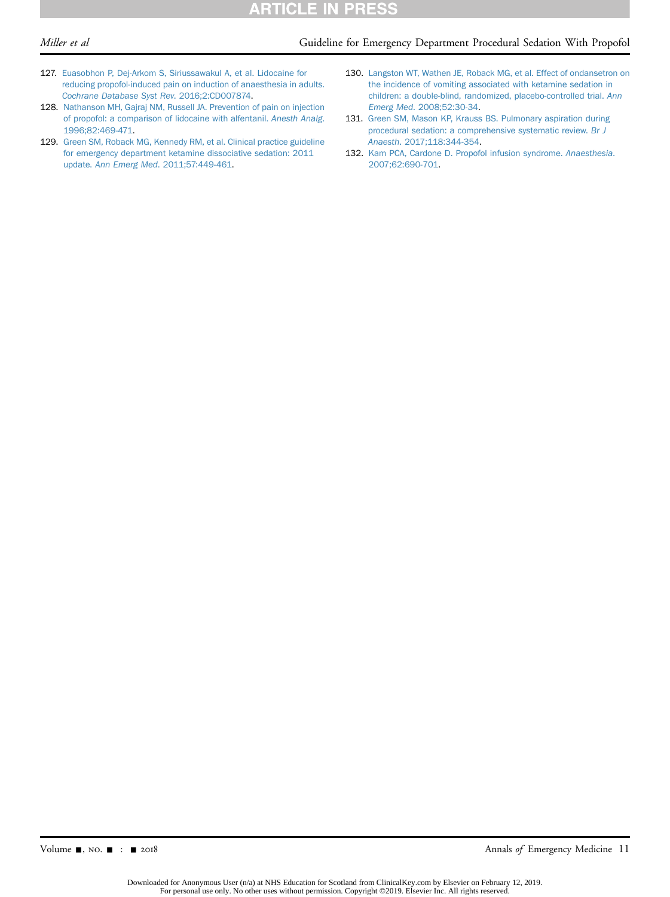127. Euasobhon P, Dej-Arkom S, Siriussawakul A, et al. Lidocaine for reducing propofol-induced pain on induction of anaesthesia in adults. *Cochrane Database Syst Rev*. 2016;2:CD007874.
128. Nathanson MH, Gajraj NM, Russell JA. Prevention of pain on injection of propofol: a comparison of lidocaine with alfentanil. *Anesth Analg*. 1996;82:469-471.
129. Green SM, Roback MG, Kennedy RM, et al. Clinical practice guideline for emergency department ketamine dissociative sedation: 2011 update. *Ann Emerg Med*. 2011;57:449-461.
130. Langston WT, Wathen JE, Roback MG, et al. Effect of ondansetron on the incidence of vomiting associated with ketamine sedation in children: a double-blind, randomized, placebo-controlled trial. *Ann Emerg Med*. 2008;52:30-34.
131. Green SM, Mason KP, Krauss BS. Pulmonary aspiration during procedural sedation: a comprehensive systematic review. *Br J Anaesth*. 2017;118:344-354.
132. Kam PCA, Cardone D. Propofol infusion syndrome. *Anaesthesia*. 2007;62:690-701.